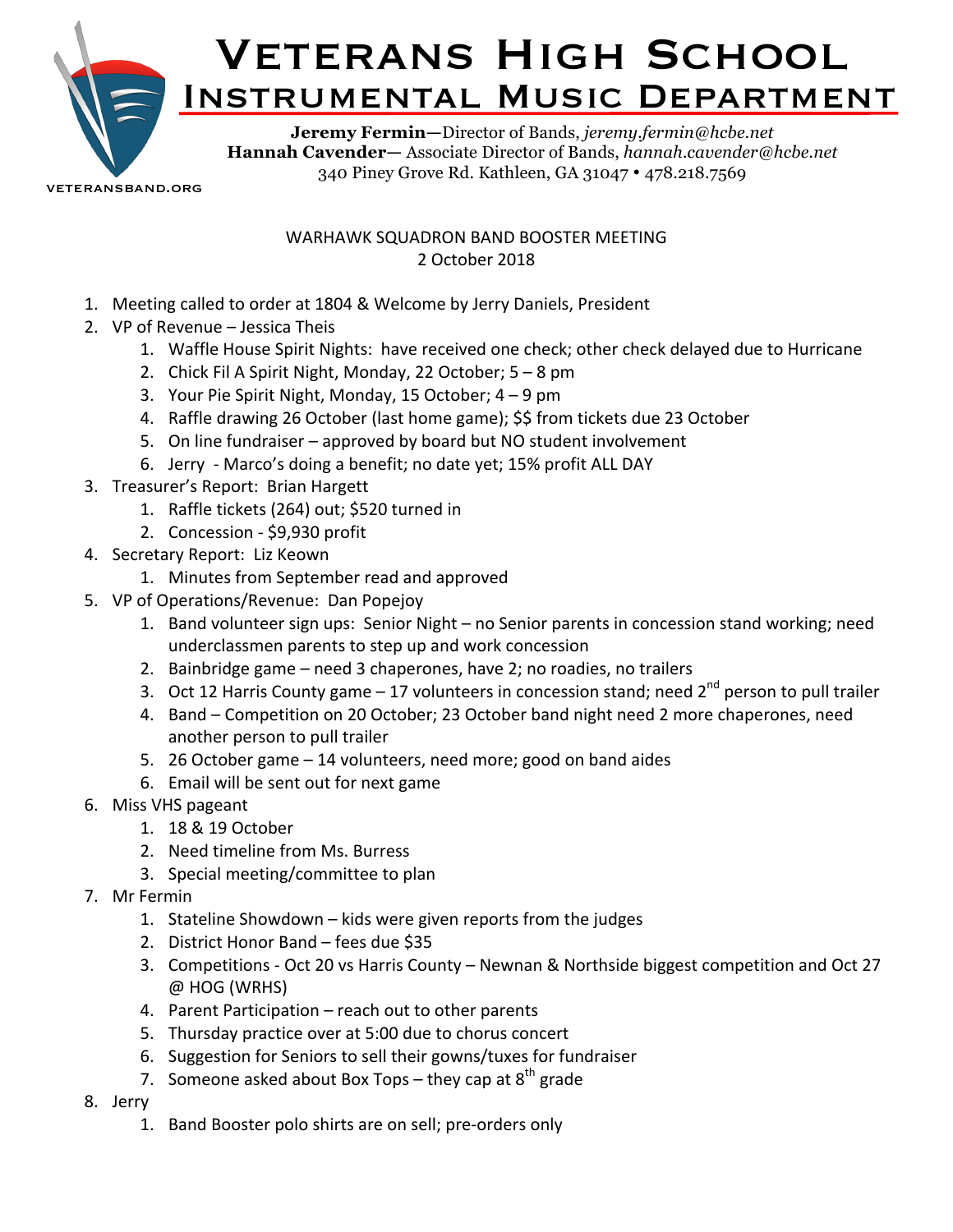# Veterans High School
## Instrumental Music Department

**Jeremy Fermin**—Director of Bands, *jeremy.fermin@hcbe.net*
**Hannah Cavender—** Associate Director of Bands, *hannah.cavender@hcbe.net*
340 Piney Grove Rd. Kathleen, GA 31047 • 478.218.7569

VETERANSBAND.ORG

WARHAWK SQUADRON BAND BOOSTER MEETING
2 October 2018

1. Meeting called to order at 1804 & Welcome by Jerry Daniels, President
2. VP of Revenue – Jessica Theis
    1. Waffle House Spirit Nights: have received one check; other check delayed due to Hurricane
    2. Chick Fil A Spirit Night, Monday, 22 October; 5 – 8 pm
    3. Your Pie Spirit Night, Monday, 15 October; 4 – 9 pm
    4. Raffle drawing 26 October (last home game); $$ from tickets due 23 October
    5. On line fundraiser – approved by board but NO student involvement
    6. Jerry - Marco's doing a benefit; no date yet; 15% profit ALL DAY
3. Treasurer's Report: Brian Hargett
    1. Raffle tickets (264) out; $520 turned in
    2. Concession - $9,930 profit
4. Secretary Report: Liz Keown
    1. Minutes from September read and approved
5. VP of Operations/Revenue: Dan Popejoy
    1. Band volunteer sign ups: Senior Night – no Senior parents in concession stand working; need underclassmen parents to step up and work concession
    2. Bainbridge game – need 3 chaperones, have 2; no roadies, no trailers
    3. Oct 12 Harris County game – 17 volunteers in concession stand; need 2nd person to pull trailer
    4. Band – Competition on 20 October; 23 October band night need 2 more chaperones, need another person to pull trailer
    5. 26 October game – 14 volunteers, need more; good on band aides
    6. Email will be sent out for next game
6. Miss VHS pageant
    1. 18 & 19 October
    2. Need timeline from Ms. Burress
    3. Special meeting/committee to plan
7. Mr Fermin
    1. Stateline Showdown – kids were given reports from the judges
    2. District Honor Band – fees due $35
    3. Competitions - Oct 20 vs Harris County – Newnan & Northside biggest competition and Oct 27 @ HOG (WRHS)
    4. Parent Participation – reach out to other parents
    5. Thursday practice over at 5:00 due to chorus concert
    6. Suggestion for Seniors to sell their gowns/tuxes for fundraiser
    7. Someone asked about Box Tops – they cap at 8th grade
8. Jerry
    1. Band Booster polo shirts are on sell; pre-orders only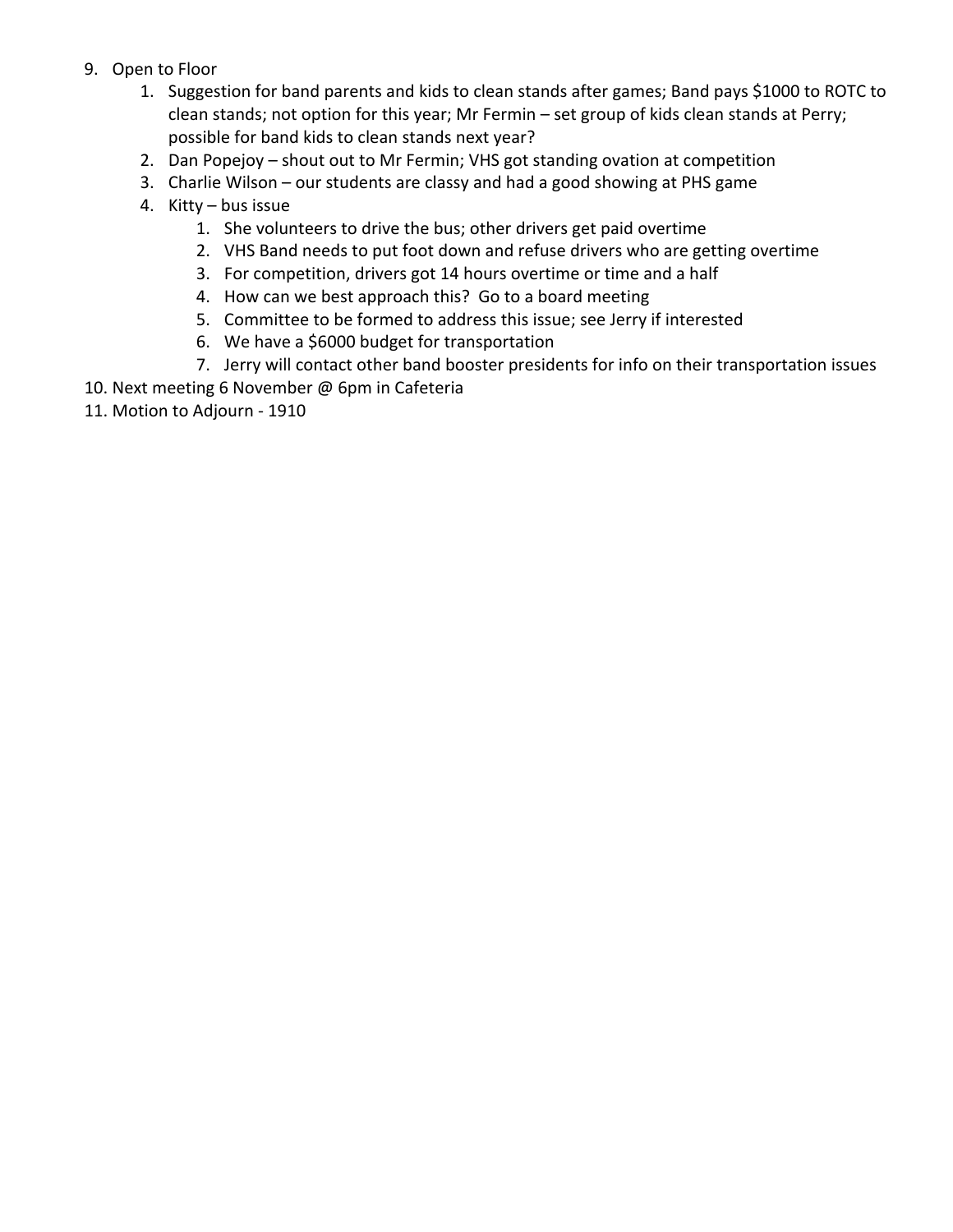9. Open to Floor
    1. Suggestion for band parents and kids to clean stands after games; Band pays $1000 to ROTC to clean stands; not option for this year; Mr Fermin – set group of kids clean stands at Perry; possible for band kids to clean stands next year?
    2. Dan Popejoy – shout out to Mr Fermin; VHS got standing ovation at competition
    3. Charlie Wilson – our students are classy and had a good showing at PHS game
    4. Kitty – bus issue
        1. She volunteers to drive the bus; other drivers get paid overtime
        2. VHS Band needs to put foot down and refuse drivers who are getting overtime
        3. For competition, drivers got 14 hours overtime or time and a half
        4. How can we best approach this? Go to a board meeting
        5. Committee to be formed to address this issue; see Jerry if interested
        6. We have a $6000 budget for transportation
        7. Jerry will contact other band booster presidents for info on their transportation issues
10. Next meeting 6 November @ 6pm in Cafeteria
11. Motion to Adjourn - 1910